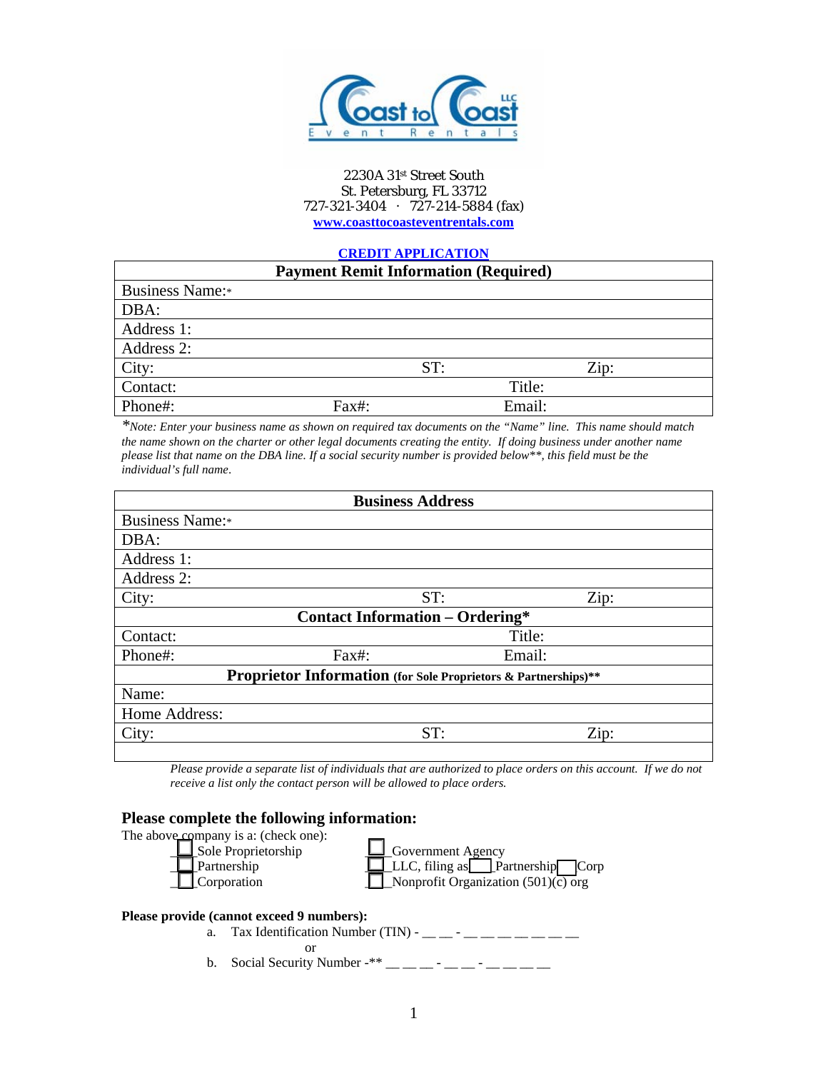Coast to Coast LLC
Event Rentals

2230A 31st Street South
St. Petersburg, FL 33712
727-321-3404 · 727-214-5884 (fax)
**www.coasttocoasteventrentals.com**

**CREDIT APPLICATION**

| **Payment Remit Information (Required)** | | |
|---|---|---|
| Business Name:* | | |
| DBA: | | |
| Address 1: | | |
| Address 2: | | |
| City: | ST: | Zip: |
| Contact: | | Title: |
| Phone#: | Fax#: | Email: |

*\*Note: Enter your business name as shown on required tax documents on the "Name" line. This name should match the name shown on the charter or other legal documents creating the entity. If doing business under another name please list that name on the DBA line. If a social security number is provided below\*\*, this field must be the individual's full name.*

| **Business Address** | | |
|---|---|---|
| Business Name:* | | |
| DBA: | | |
| Address 1: | | |
| Address 2: | | |
| City: | ST: | Zip: |
| **Contact Information – Ordering*** | | |
| Contact: | | Title: |
| Phone#: | Fax#: | Email: |
| **Proprietor Information** **(for Sole Proprietors & Partnerships)\*\*** | | |
| Name: | | |
| Home Address: | | |
| City: | ST: | Zip: |
| | | |

*Please provide a separate list of individuals that are authorized to place orders on this account. If we do not receive a list only the contact person will be allowed to place orders.*

## Please complete the following information:

The above company is a: (check one):

- ☐ Sole Proprietorship
- ☐ Partnership
- ☐ Corporation
- ☐ Government Agency
- ☐ LLC, filing as ☐ Partnership ☐ Corp
- ☐ Nonprofit Organization (501)(c) org

**Please provide (cannot exceed 9 numbers):**

a. Tax Identification Number (TIN) - __ __ - __ __ __ __ __ __ __

or

b. Social Security Number -\*\* __ __ __ - __ __ - __ __ __ __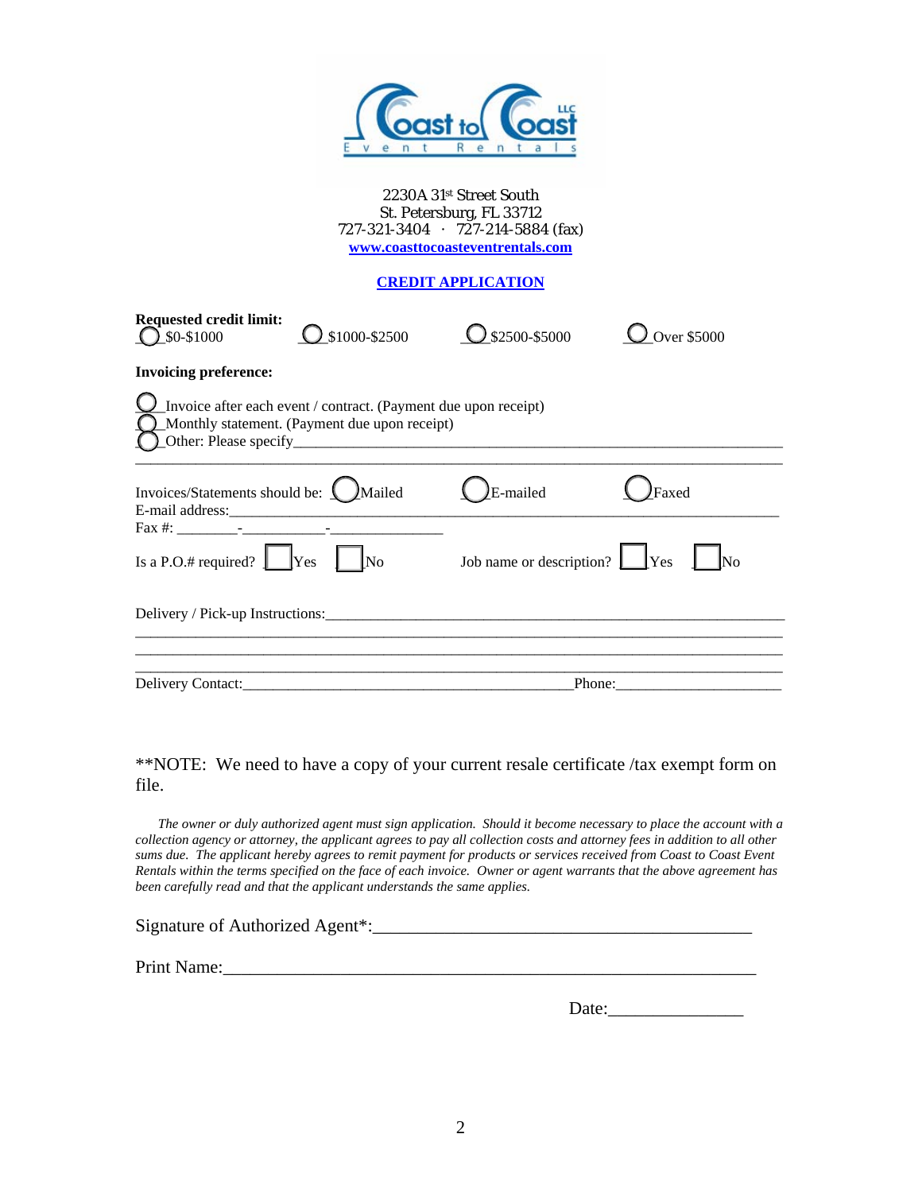Coast to Coast LLC
Event Rentals

2230A 31st Street South
St. Petersburg, FL 33712
727-321-3404 · 727-214-5884 (fax)
**www.coasttocoasteventrentals.com**

## CREDIT APPLICATION

**Requested credit limit:**

◯ $0-$1000 ◯ $1000-$2500 ◯ $2500-$5000 ◯ Over $5000

**Invoicing preference:**

◯ Invoice after each event / contract. (Payment due upon receipt)
◯ Monthly statement. (Payment due upon receipt)
◯ Other: Please specify\_\_\_\_\_\_\_\_\_\_\_\_\_\_\_\_\_\_\_\_\_\_\_\_\_\_\_\_\_\_\_\_\_\_\_\_\_\_\_\_\_\_\_\_\_\_\_\_\_\_\_\_
\_\_\_\_\_\_\_\_\_\_\_\_\_\_\_\_\_\_\_\_\_\_\_\_\_\_\_\_\_\_\_\_\_\_\_\_\_\_\_\_\_\_\_\_\_\_\_\_\_\_\_\_\_\_\_\_\_\_\_\_\_\_\_\_\_\_\_\_\_\_

Invoices/Statements should be: ◯ Mailed ◯ E-mailed ◯ Faxed
E-mail address:\_\_\_\_\_\_\_\_\_\_\_\_\_\_\_\_\_\_\_\_\_\_\_\_\_\_\_\_\_\_\_\_\_\_\_\_\_\_\_\_\_\_\_\_\_\_\_\_\_\_\_\_\_\_\_\_\_\_\_\_
Fax #: \_\_\_\_\_\_\_\_-\_\_\_\_\_\_\_\_\_\_\_-\_\_\_\_\_\_\_\_\_\_\_\_\_\_\_

Is a P.O.# required? ☐ Yes ☐ No Job name or description? ☐ Yes ☐ No

Delivery / Pick-up Instructions:\_\_\_\_\_\_\_\_\_\_\_\_\_\_\_\_\_\_\_\_\_\_\_\_\_\_\_\_\_\_\_\_\_\_\_\_\_\_\_\_\_\_\_\_\_\_\_\_\_\_\_\_
\_\_\_\_\_\_\_\_\_\_\_\_\_\_\_\_\_\_\_\_\_\_\_\_\_\_\_\_\_\_\_\_\_\_\_\_\_\_\_\_\_\_\_\_\_\_\_\_\_\_\_\_\_\_\_\_\_\_\_\_\_\_\_\_\_\_\_\_\_\_
\_\_\_\_\_\_\_\_\_\_\_\_\_\_\_\_\_\_\_\_\_\_\_\_\_\_\_\_\_\_\_\_\_\_\_\_\_\_\_\_\_\_\_\_\_\_\_\_\_\_\_\_\_\_\_\_\_\_\_\_\_\_\_\_\_\_\_\_\_\_
\_\_\_\_\_\_\_\_\_\_\_\_\_\_\_\_\_\_\_\_\_\_\_\_\_\_\_\_\_\_\_\_\_\_\_\_\_\_\_\_\_\_\_\_\_\_\_\_\_\_\_\_\_\_\_\_\_\_\_\_\_\_\_\_\_\_\_\_\_\_
Delivery Contact:\_\_\_\_\_\_\_\_\_\_\_\_\_\_\_\_\_\_\_\_\_\_\_\_\_\_\_\_\_\_\_\_\_\_\_\_\_\_\_\_\_\_\_\_Phone:\_\_\_\_\_\_\_\_\_\_\_\_\_\_\_\_\_\_\_\_\_\_

\*\*NOTE: We need to have a copy of your current resale certificate /tax exempt form on file.

*The owner or duly authorized agent must sign application. Should it become necessary to place the account with a collection agency or attorney, the applicant agrees to pay all collection costs and attorney fees in addition to all other sums due. The applicant hereby agrees to remit payment for products or services received from Coast to Coast Event Rentals within the terms specified on the face of each invoice. Owner or agent warrants that the above agreement has been carefully read and that the applicant understands the same applies.*

Signature of Authorized Agent\*:\_\_\_\_\_\_\_\_\_\_\_\_\_\_\_\_\_\_\_\_\_\_\_\_\_\_\_\_\_\_\_\_\_\_\_\_\_\_\_\_\_\_\_\_

Print Name:\_\_\_\_\_\_\_\_\_\_\_\_\_\_\_\_\_\_\_\_\_\_\_\_\_\_\_\_\_\_\_\_\_\_\_\_\_\_\_\_\_\_\_\_\_\_\_\_\_\_\_\_\_\_\_\_\_\_\_\_\_\_

Date:\_\_\_\_\_\_\_\_\_\_\_\_\_\_\_